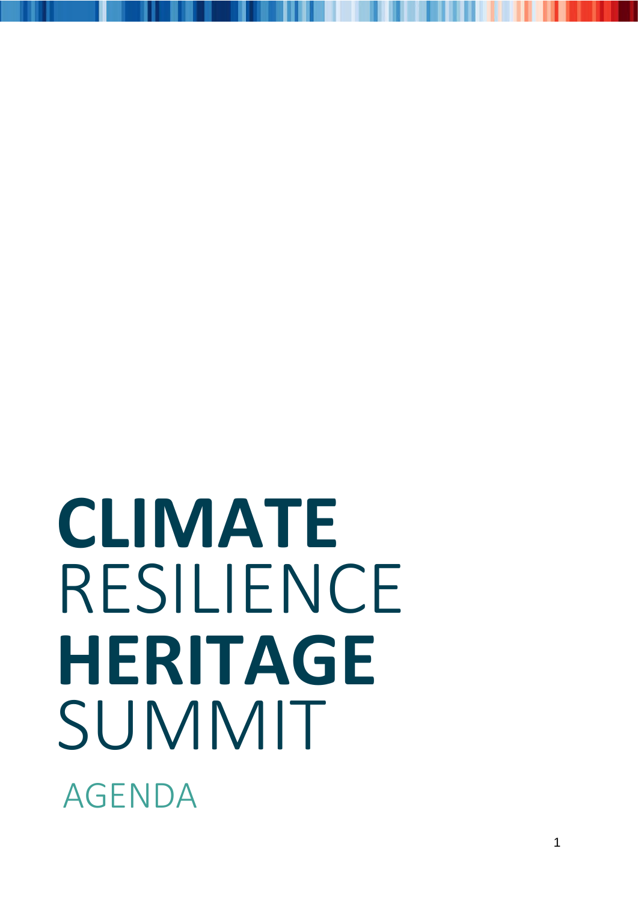# CLIMATE RESILIENCE HERITAGE SUMMIT

## AGENDA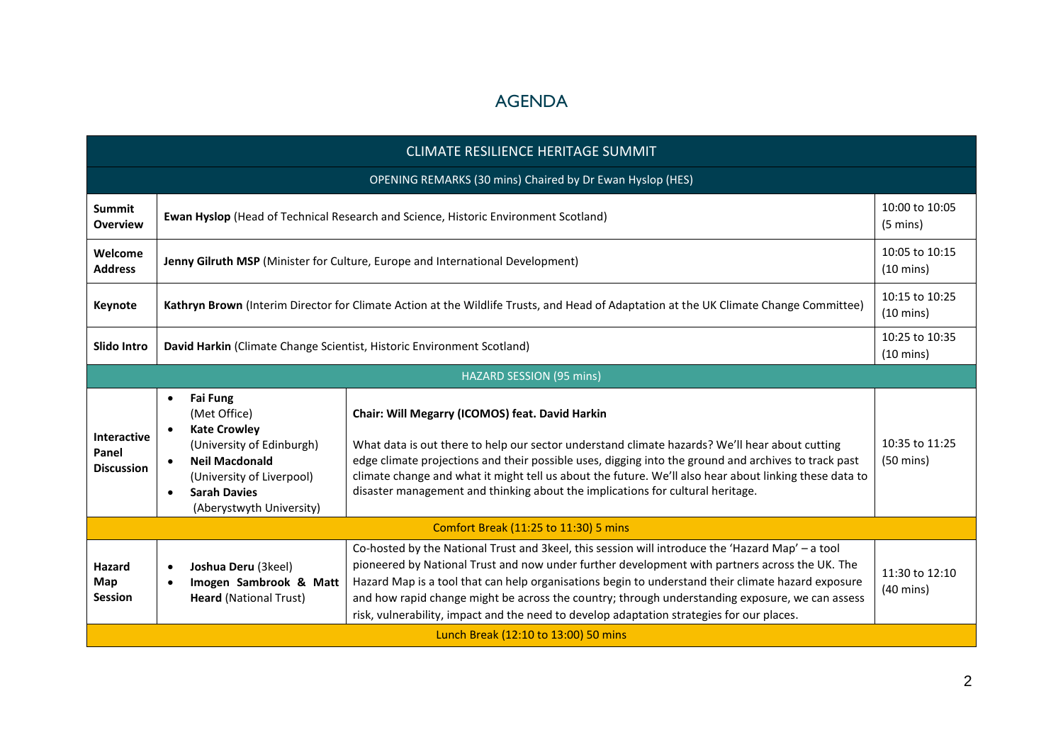# AGENDA

| CLIMATE RESILIENCE HERITAGE SUMMIT | | | |
|---|---|---|---|
| OPENING REMARKS (30 mins) Chaired by Dr Ewan Hyslop (HES) | | | |
| **Summit Overview** | **Ewan Hyslop** (Head of Technical Research and Science, Historic Environment Scotland) | | 10:00 to 10:05 (5 mins) |
| **Welcome Address** | **Jenny Gilruth MSP** (Minister for Culture, Europe and International Development) | | 10:05 to 10:15 (10 mins) |
| **Keynote** | **Kathryn Brown** (Interim Director for Climate Action at the Wildlife Trusts, and Head of Adaptation at the UK Climate Change Committee) | | 10:15 to 10:25 (10 mins) |
| **Slido Intro** | **David Harkin** (Climate Change Scientist, Historic Environment Scotland) | | 10:25 to 10:35 (10 mins) |
| HAZARD SESSION (95 mins) | | | |
| **Interactive Panel Discussion** | • **Fai Fung** (Met Office)<br>• **Kate Crowley** (University of Edinburgh)<br>• **Neil Macdonald** (University of Liverpool)<br>• **Sarah Davies** (Aberystwyth University) | **Chair: Will Megarry (ICOMOS) feat. David Harkin**<br><br>What data is out there to help our sector understand climate hazards? We'll hear about cutting edge climate projections and their possible uses, digging into the ground and archives to track past climate change and what it might tell us about the future. We'll also hear about linking these data to disaster management and thinking about the implications for cultural heritage. | 10:35 to 11:25 (50 mins) |
| Comfort Break (11:25 to 11:30) 5 mins | | | |
| **Hazard Map Session** | • **Joshua Deru** (3keel)<br>• **Imogen Sambrook & Matt Heard** (National Trust) | Co-hosted by the National Trust and 3keel, this session will introduce the 'Hazard Map' – a tool pioneered by National Trust and now under further development with partners across the UK. The Hazard Map is a tool that can help organisations begin to understand their climate hazard exposure and how rapid change might be across the country; through understanding exposure, we can assess risk, vulnerability, impact and the need to develop adaptation strategies for our places. | 11:30 to 12:10 (40 mins) |
| Lunch Break (12:10 to 13:00) 50 mins | | | |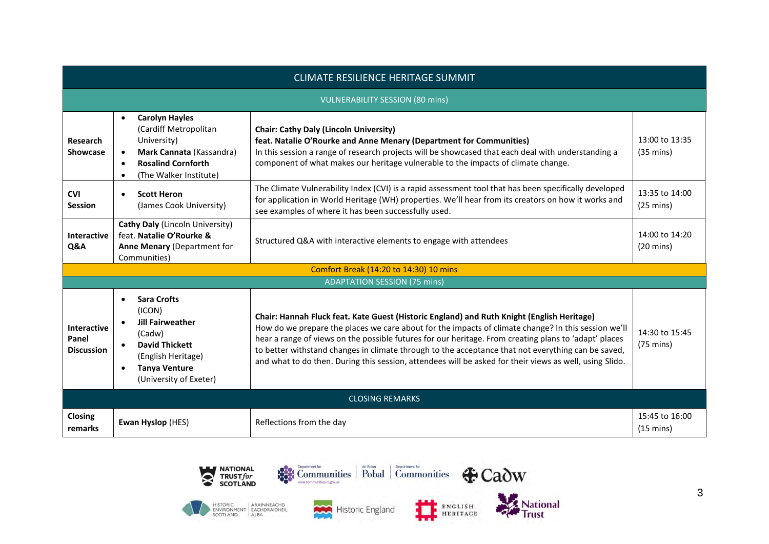| CLIMATE RESILIENCE HERITAGE SUMMIT | | | |
|---|---|---|---|
| VULNERABILITY SESSION (80 mins) | | | |
| **Research Showcase** | • **Carolyn Hayles** (Cardiff Metropolitan University) • **Mark Cannata** (Kassandra) • **Rosalind Cornforth** • (The Walker Institute) | **Chair: Cathy Daly (Lincoln University)** **feat. Natalie O'Rourke and Anne Menary (Department for Communities)** In this session a range of research projects will be showcased that each deal with understanding a component of what makes our heritage vulnerable to the impacts of climate change. | 13:00 to 13:35 (35 mins) |
| **CVI Session** | • **Scott Heron** (James Cook University) | The Climate Vulnerability Index (CVI) is a rapid assessment tool that has been specifically developed for application in World Heritage (WH) properties. We'll hear from its creators on how it works and see examples of where it has been successfully used. | 13:35 to 14:00 (25 mins) |
| **Interactive Q&A** | **Cathy Daly** (Lincoln University) feat. **Natalie O'Rourke &** **Anne Menary** (Department for Communities) | Structured Q&A with interactive elements to engage with attendees | 14:00 to 14:20 (20 mins) |
| Comfort Break (14:20 to 14:30) 10 mins | | | |
| ADAPTATION SESSION (75 mins) | | | |
| **Interactive Panel Discussion** | • **Sara Crofts** (ICON) • **Jill Fairweather** (Cadw) • **David Thickett** (English Heritage) • **Tanya Venture** (University of Exeter) | **Chair: Hannah Fluck feat. Kate Guest (Historic England) and Ruth Knight (English Heritage)** How do we prepare the places we care about for the impacts of climate change? In this session we'll hear a range of views on the possible futures for our heritage. From creating plans to 'adapt' places to better withstand changes in climate through to the acceptance that not everything can be saved, and what to do then. During this session, attendees will be asked for their views as well, using Slido. | 14:30 to 15:45 (75 mins) |
| CLOSING REMARKS | | | |
| **Closing remarks** | **Ewan Hyslop** (HES) | Reflections from the day | 15:45 to 16:00 (15 mins) |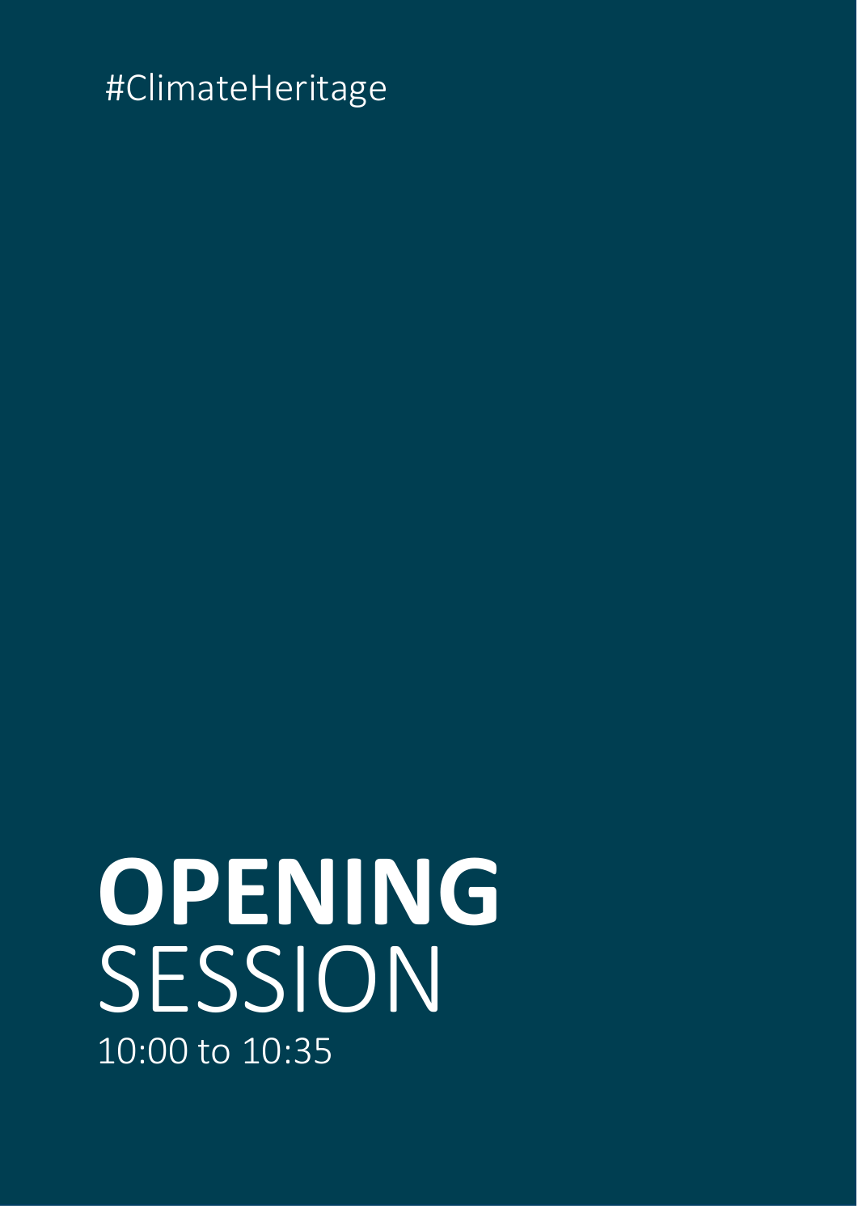#ClimateHeritage

# OPENING SESSION

10:00 to 10:35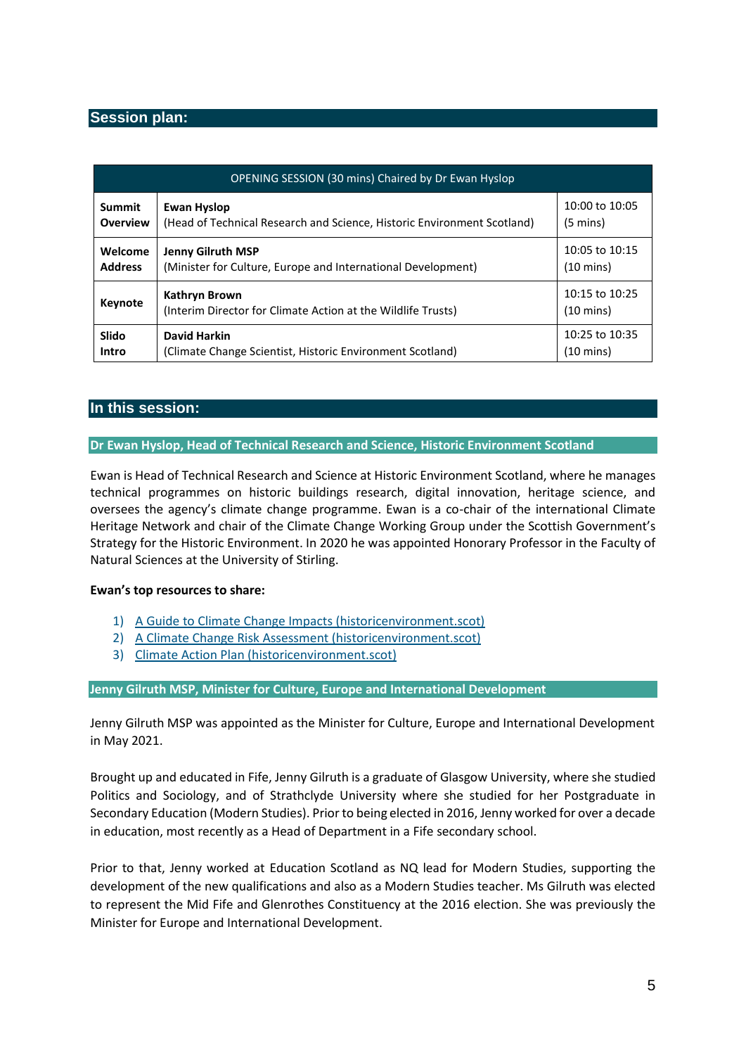## Session plan:

| OPENING SESSION (30 mins) Chaired by Dr Ewan Hyslop | | |
|---|---|---|
| **Summit Overview** | **Ewan Hyslop**<br>(Head of Technical Research and Science, Historic Environment Scotland) | 10:00 to 10:05<br>(5 mins) |
| **Welcome Address** | **Jenny Gilruth MSP**<br>(Minister for Culture, Europe and International Development) | 10:05 to 10:15<br>(10 mins) |
| **Keynote** | **Kathryn Brown**<br>(Interim Director for Climate Action at the Wildlife Trusts) | 10:15 to 10:25<br>(10 mins) |
| **Slido Intro** | **David Harkin**<br>(Climate Change Scientist, Historic Environment Scotland) | 10:25 to 10:35<br>(10 mins) |

## In this session:

### Dr Ewan Hyslop, Head of Technical Research and Science, Historic Environment Scotland

Ewan is Head of Technical Research and Science at Historic Environment Scotland, where he manages technical programmes on historic buildings research, digital innovation, heritage science, and oversees the agency's climate change programme. Ewan is a co-chair of the international Climate Heritage Network and chair of the Climate Change Working Group under the Scottish Government's Strategy for the Historic Environment. In 2020 he was appointed Honorary Professor in the Faculty of Natural Sciences at the University of Stirling.

**Ewan's top resources to share:**

1) A Guide to Climate Change Impacts (historicenvironment.scot)
2) A Climate Change Risk Assessment (historicenvironment.scot)
3) Climate Action Plan (historicenvironment.scot)

### Jenny Gilruth MSP, Minister for Culture, Europe and International Development

Jenny Gilruth MSP was appointed as the Minister for Culture, Europe and International Development in May 2021.

Brought up and educated in Fife, Jenny Gilruth is a graduate of Glasgow University, where she studied Politics and Sociology, and of Strathclyde University where she studied for her Postgraduate in Secondary Education (Modern Studies). Prior to being elected in 2016, Jenny worked for over a decade in education, most recently as a Head of Department in a Fife secondary school.

Prior to that, Jenny worked at Education Scotland as NQ lead for Modern Studies, supporting the development of the new qualifications and also as a Modern Studies teacher. Ms Gilruth was elected to represent the Mid Fife and Glenrothes Constituency at the 2016 election. She was previously the Minister for Europe and International Development.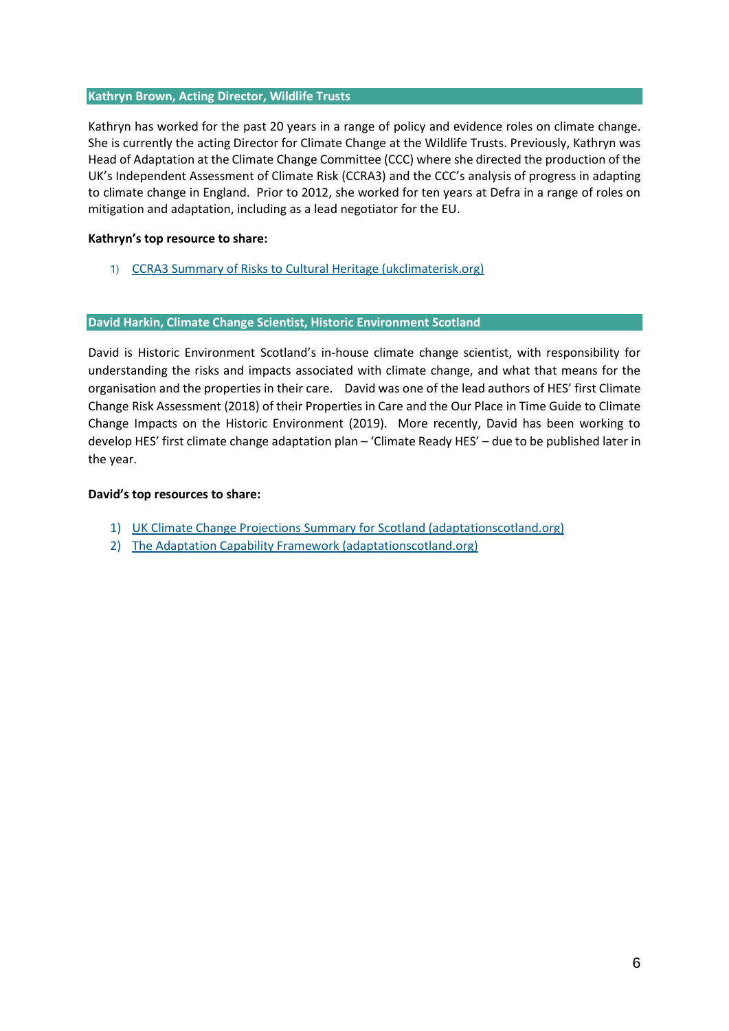### Kathryn Brown, Acting Director, Wildlife Trusts

Kathryn has worked for the past 20 years in a range of policy and evidence roles on climate change. She is currently the acting Director for Climate Change at the Wildlife Trusts. Previously, Kathryn was Head of Adaptation at the Climate Change Committee (CCC) where she directed the production of the UK's Independent Assessment of Climate Risk (CCRA3) and the CCC's analysis of progress in adapting to climate change in England. Prior to 2012, she worked for ten years at Defra in a range of roles on mitigation and adaptation, including as a lead negotiator for the EU.

**Kathryn's top resource to share:**

1) CCRA3 Summary of Risks to Cultural Heritage (ukclimaterisk.org)

### David Harkin, Climate Change Scientist, Historic Environment Scotland

David is Historic Environment Scotland's in-house climate change scientist, with responsibility for understanding the risks and impacts associated with climate change, and what that means for the organisation and the properties in their care. David was one of the lead authors of HES' first Climate Change Risk Assessment (2018) of their Properties in Care and the Our Place in Time Guide to Climate Change Impacts on the Historic Environment (2019). More recently, David has been working to develop HES' first climate change adaptation plan – 'Climate Ready HES' – due to be published later in the year.

**David's top resources to share:**

1) UK Climate Change Projections Summary for Scotland (adaptationscotland.org)
2) The Adaptation Capability Framework (adaptationscotland.org)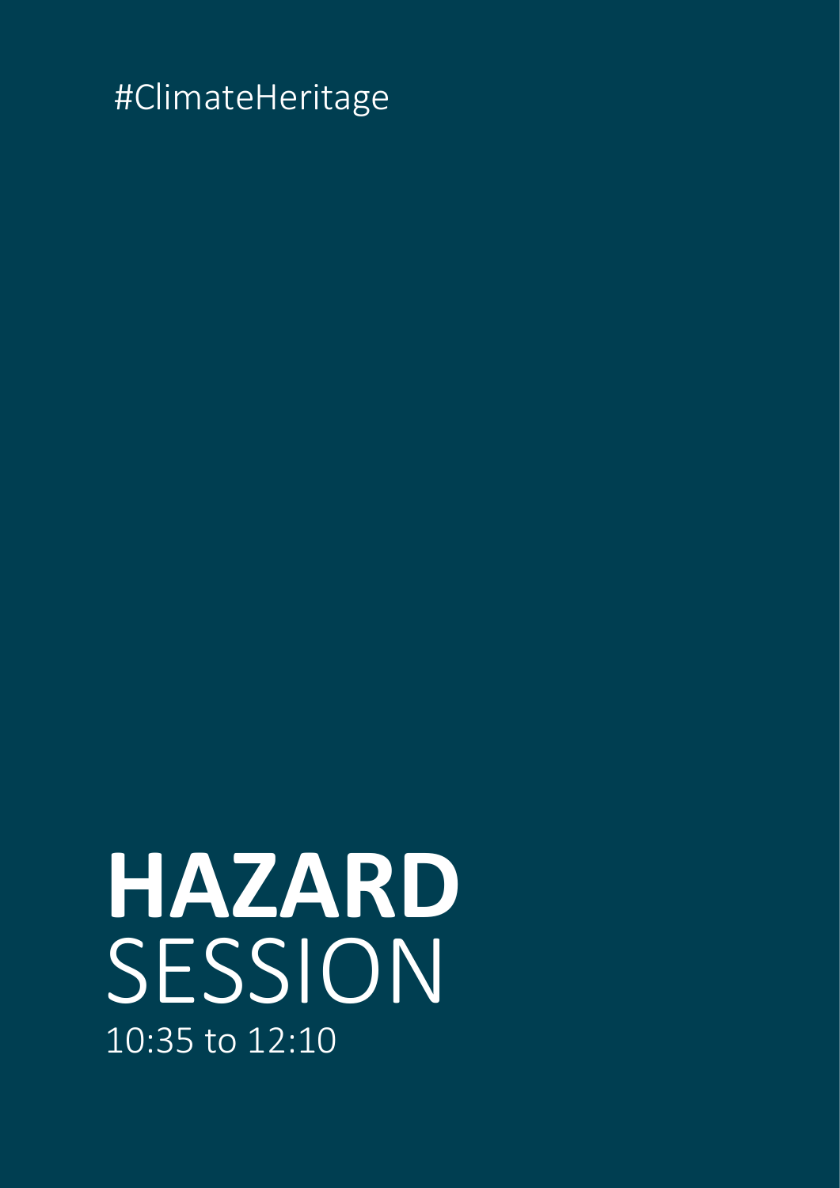#ClimateHeritage

# HAZARD
SESSION

10:35 to 12:10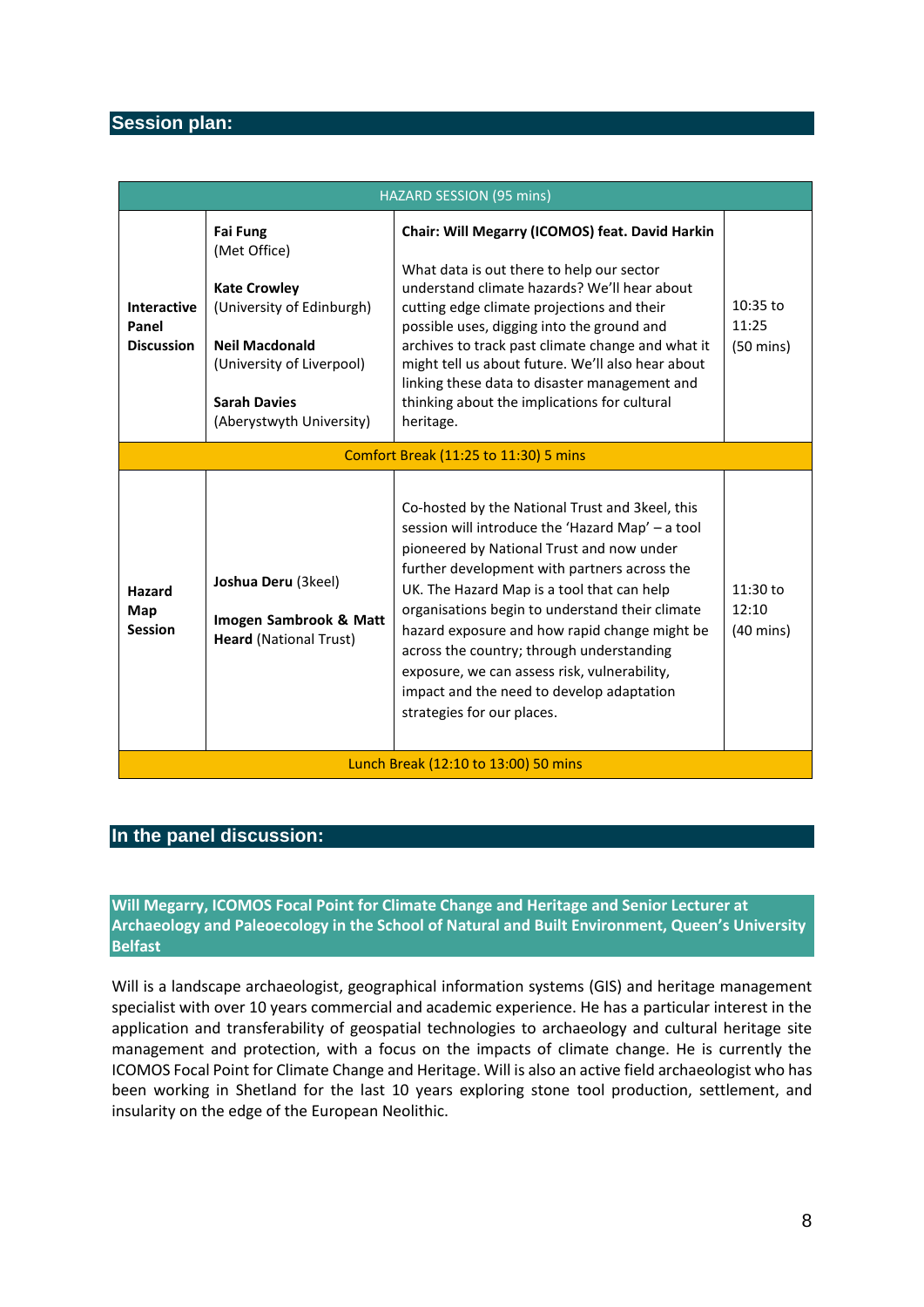## Session plan:

| HAZARD SESSION (95 mins) | | | |
|---|---|---|---|
| **Interactive Panel Discussion** | **Fai Fung** (Met Office)<br><br>**Kate Crowley** (University of Edinburgh)<br><br>**Neil Macdonald** (University of Liverpool)<br><br>**Sarah Davies** (Aberystwyth University) | **Chair: Will Megarry (ICOMOS) feat. David Harkin**<br><br>What data is out there to help our sector understand climate hazards? We'll hear about cutting edge climate projections and their possible uses, digging into the ground and archives to track past climate change and what it might tell us about future. We'll also hear about linking these data to disaster management and thinking about the implications for cultural heritage. | 10:35 to 11:25 (50 mins) |
| Comfort Break (11:25 to 11:30) 5 mins | | | |
| **Hazard Map Session** | **Joshua Deru** (3keel)<br><br>**Imogen Sambrook & Matt Heard** (National Trust) | Co-hosted by the National Trust and 3keel, this session will introduce the 'Hazard Map' – a tool pioneered by National Trust and now under further development with partners across the UK. The Hazard Map is a tool that can help organisations begin to understand their climate hazard exposure and how rapid change might be across the country; through understanding exposure, we can assess risk, vulnerability, impact and the need to develop adaptation strategies for our places. | 11:30 to 12:10 (40 mins) |
| Lunch Break (12:10 to 13:00) 50 mins | | | |

## In the panel discussion:

### Will Megarry, ICOMOS Focal Point for Climate Change and Heritage and Senior Lecturer at Archaeology and Paleoecology in the School of Natural and Built Environment, Queen's University Belfast

Will is a landscape archaeologist, geographical information systems (GIS) and heritage management specialist with over 10 years commercial and academic experience. He has a particular interest in the application and transferability of geospatial technologies to archaeology and cultural heritage site management and protection, with a focus on the impacts of climate change. He is currently the ICOMOS Focal Point for Climate Change and Heritage. Will is also an active field archaeologist who has been working in Shetland for the last 10 years exploring stone tool production, settlement, and insularity on the edge of the European Neolithic.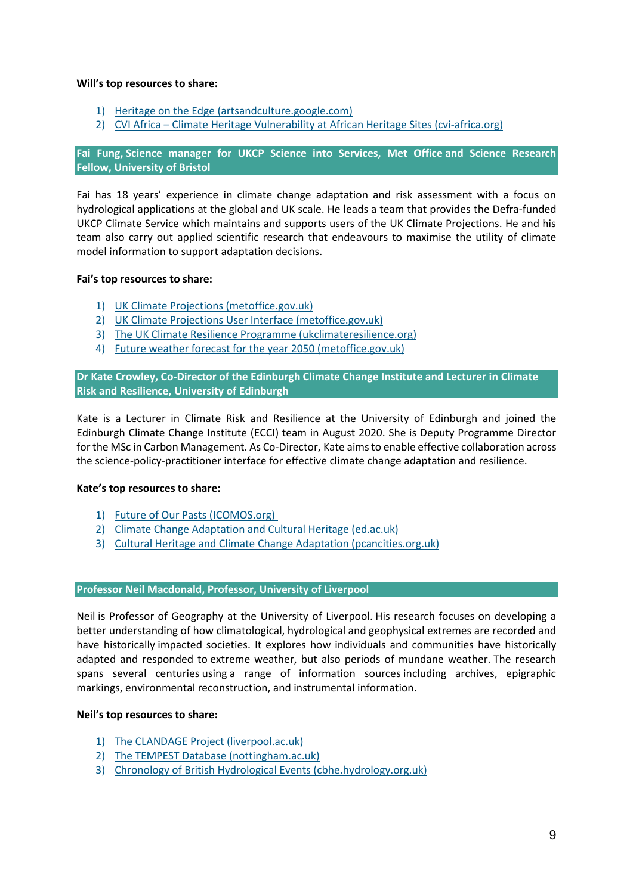**Will's top resources to share:**

1) Heritage on the Edge (artsandculture.google.com)
2) CVI Africa – Climate Heritage Vulnerability at African Heritage Sites (cvi-africa.org)

### Fai Fung, Science manager for UKCP Science into Services, Met Office and Science Research Fellow, University of Bristol

Fai has 18 years' experience in climate change adaptation and risk assessment with a focus on hydrological applications at the global and UK scale. He leads a team that provides the Defra-funded UKCP Climate Service which maintains and supports users of the UK Climate Projections. He and his team also carry out applied scientific research that endeavours to maximise the utility of climate model information to support adaptation decisions.

**Fai's top resources to share:**

1) UK Climate Projections (metoffice.gov.uk)
2) UK Climate Projections User Interface (metoffice.gov.uk)
3) The UK Climate Resilience Programme (ukclimateresilience.org)
4) Future weather forecast for the year 2050 (metoffice.gov.uk)

### Dr Kate Crowley, Co-Director of the Edinburgh Climate Change Institute and Lecturer in Climate Risk and Resilience, University of Edinburgh

Kate is a Lecturer in Climate Risk and Resilience at the University of Edinburgh and joined the Edinburgh Climate Change Institute (ECCI) team in August 2020. She is Deputy Programme Director for the MSc in Carbon Management. As Co-Director, Kate aims to enable effective collaboration across the science-policy-practitioner interface for effective climate change adaptation and resilience.

**Kate's top resources to share:**

1) Future of Our Pasts (ICOMOS.org)
2) Climate Change Adaptation and Cultural Heritage (ed.ac.uk)
3) Cultural Heritage and Climate Change Adaptation (pcancities.org.uk)

### Professor Neil Macdonald, Professor, University of Liverpool

Neil is Professor of Geography at the University of Liverpool. His research focuses on developing a better understanding of how climatological, hydrological and geophysical extremes are recorded and have historically impacted societies. It explores how individuals and communities have historically adapted and responded to extreme weather, but also periods of mundane weather. The research spans several centuries using a range of information sources including archives, epigraphic markings, environmental reconstruction, and instrumental information.

**Neil's top resources to share:**

1) The CLANDAGE Project (liverpool.ac.uk)
2) The TEMPEST Database (nottingham.ac.uk)
3) Chronology of British Hydrological Events (cbhe.hydrology.org.uk)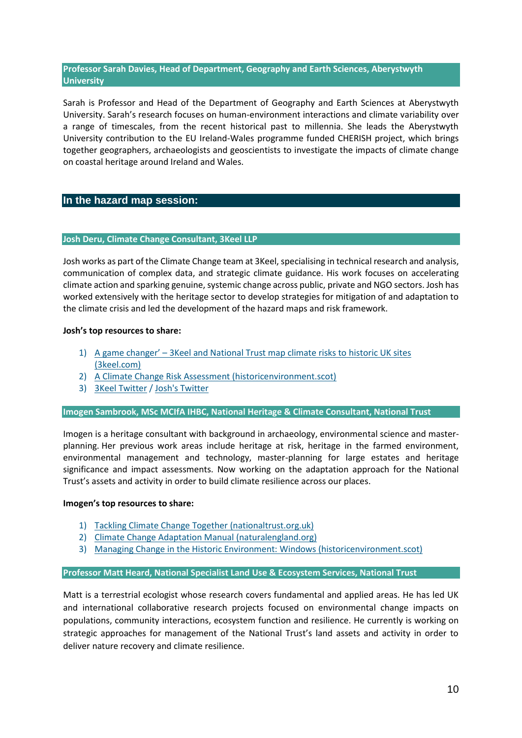### Professor Sarah Davies, Head of Department, Geography and Earth Sciences, Aberystwyth University

Sarah is Professor and Head of the Department of Geography and Earth Sciences at Aberystwyth University. Sarah's research focuses on human-environment interactions and climate variability over a range of timescales, from the recent historical past to millennia. She leads the Aberystwyth University contribution to the EU Ireland-Wales programme funded CHERISH project, which brings together geographers, archaeologists and geoscientists to investigate the impacts of climate change on coastal heritage around Ireland and Wales.

## In the hazard map session:

### Josh Deru, Climate Change Consultant, 3Keel LLP

Josh works as part of the Climate Change team at 3Keel, specialising in technical research and analysis, communication of complex data, and strategic climate guidance. His work focuses on accelerating climate action and sparking genuine, systemic change across public, private and NGO sectors. Josh has worked extensively with the heritage sector to develop strategies for mitigation of and adaptation to the climate crisis and led the development of the hazard maps and risk framework.

**Josh's top resources to share:**

1) A game changer' – 3Keel and National Trust map climate risks to historic UK sites (3keel.com)
2) A Climate Change Risk Assessment (historicenvironment.scot)
3) 3Keel Twitter / Josh's Twitter

### Imogen Sambrook, MSc MCIfA IHBC, National Heritage & Climate Consultant, National Trust

Imogen is a heritage consultant with background in archaeology, environmental science and master-planning. Her previous work areas include heritage at risk, heritage in the farmed environment, environmental management and technology, master-planning for large estates and heritage significance and impact assessments. Now working on the adaptation approach for the National Trust's assets and activity in order to build climate resilience across our places.

**Imogen's top resources to share:**

1) Tackling Climate Change Together (nationaltrust.org.uk)
2) Climate Change Adaptation Manual (naturalengland.org)
3) Managing Change in the Historic Environment: Windows (historicenvironment.scot)

### Professor Matt Heard, National Specialist Land Use & Ecosystem Services, National Trust

Matt is a terrestrial ecologist whose research covers fundamental and applied areas. He has led UK and international collaborative research projects focused on environmental change impacts on populations, community interactions, ecosystem function and resilience. He currently is working on strategic approaches for management of the National Trust's land assets and activity in order to deliver nature recovery and climate resilience.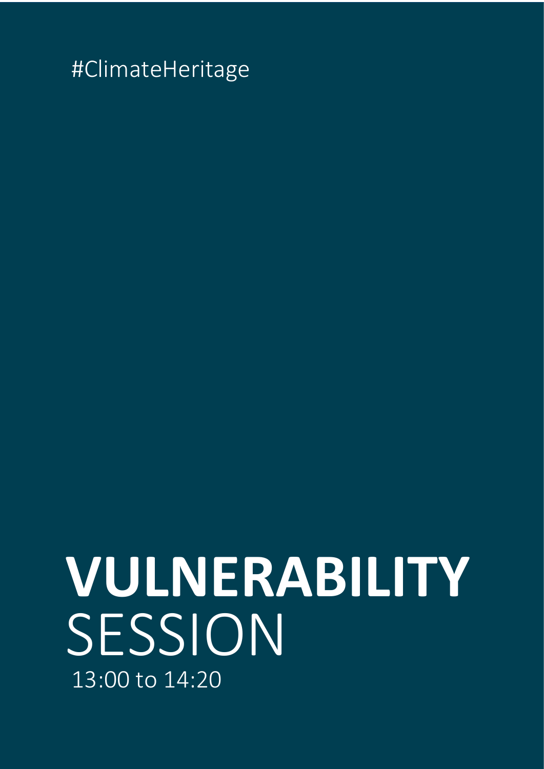#ClimateHeritage

# **VULNERABILITY** SESSION

13:00 to 14:20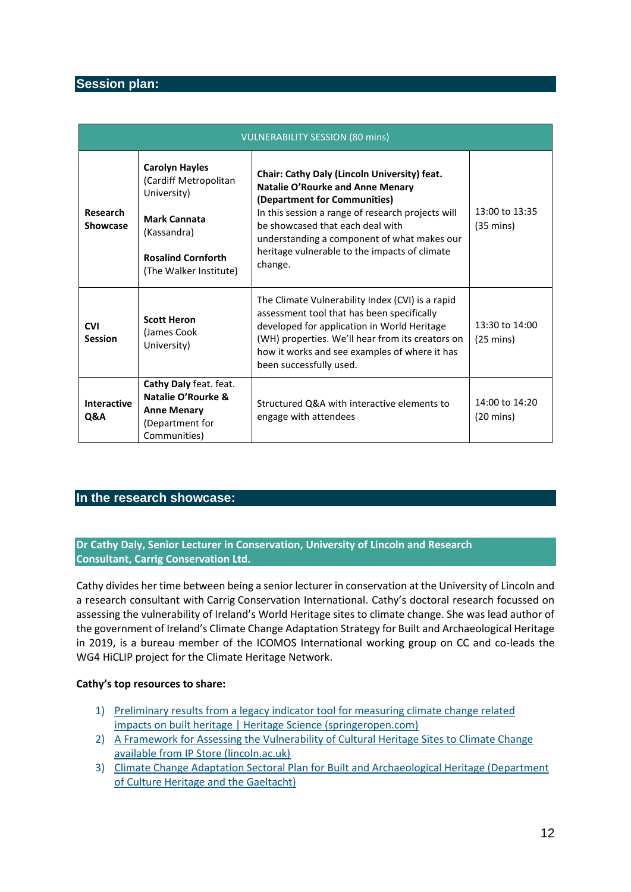## Session plan:

| VULNERABILITY SESSION (80 mins) | | | |
|---|---|---|---|
| **Research Showcase** | **Carolyn Hayles** (Cardiff Metropolitan University)<br><br>**Mark Cannata** (Kassandra)<br><br>**Rosalind Cornforth** (The Walker Institute) | **Chair: Cathy Daly (Lincoln University) feat. Natalie O'Rourke and Anne Menary (Department for Communities)**<br>In this session a range of research projects will be showcased that each deal with understanding a component of what makes our heritage vulnerable to the impacts of climate change. | 13:00 to 13:35 (35 mins) |
| **CVI Session** | **Scott Heron** (James Cook University) | The Climate Vulnerability Index (CVI) is a rapid assessment tool that has been specifically developed for application in World Heritage (WH) properties. We'll hear from its creators on how it works and see examples of where it has been successfully used. | 13:30 to 14:00 (25 mins) |
| **Interactive Q&A** | **Cathy Daly** feat. feat. **Natalie O'Rourke & Anne Menary** (Department for Communities) | Structured Q&A with interactive elements to engage with attendees | 14:00 to 14:20 (20 mins) |

## In the research showcase:

### Dr Cathy Daly, Senior Lecturer in Conservation, University of Lincoln and Research Consultant, Carrig Conservation Ltd.

Cathy divides her time between being a senior lecturer in conservation at the University of Lincoln and a research consultant with Carrig Conservation International. Cathy's doctoral research focussed on assessing the vulnerability of Ireland's World Heritage sites to climate change. She was lead author of the government of Ireland's Climate Change Adaptation Strategy for Built and Archaeological Heritage in 2019, is a bureau member of the ICOMOS International working group on CC and co-leads the WG4 HiCLIP project for the Climate Heritage Network.

**Cathy's top resources to share:**

1) Preliminary results from a legacy indicator tool for measuring climate change related impacts on built heritage | Heritage Science (springeropen.com)
2) A Framework for Assessing the Vulnerability of Cultural Heritage Sites to Climate Change available from IP Store (lincoln.ac.uk)
3) Climate Change Adaptation Sectoral Plan for Built and Archaeological Heritage (Department of Culture Heritage and the Gaeltacht)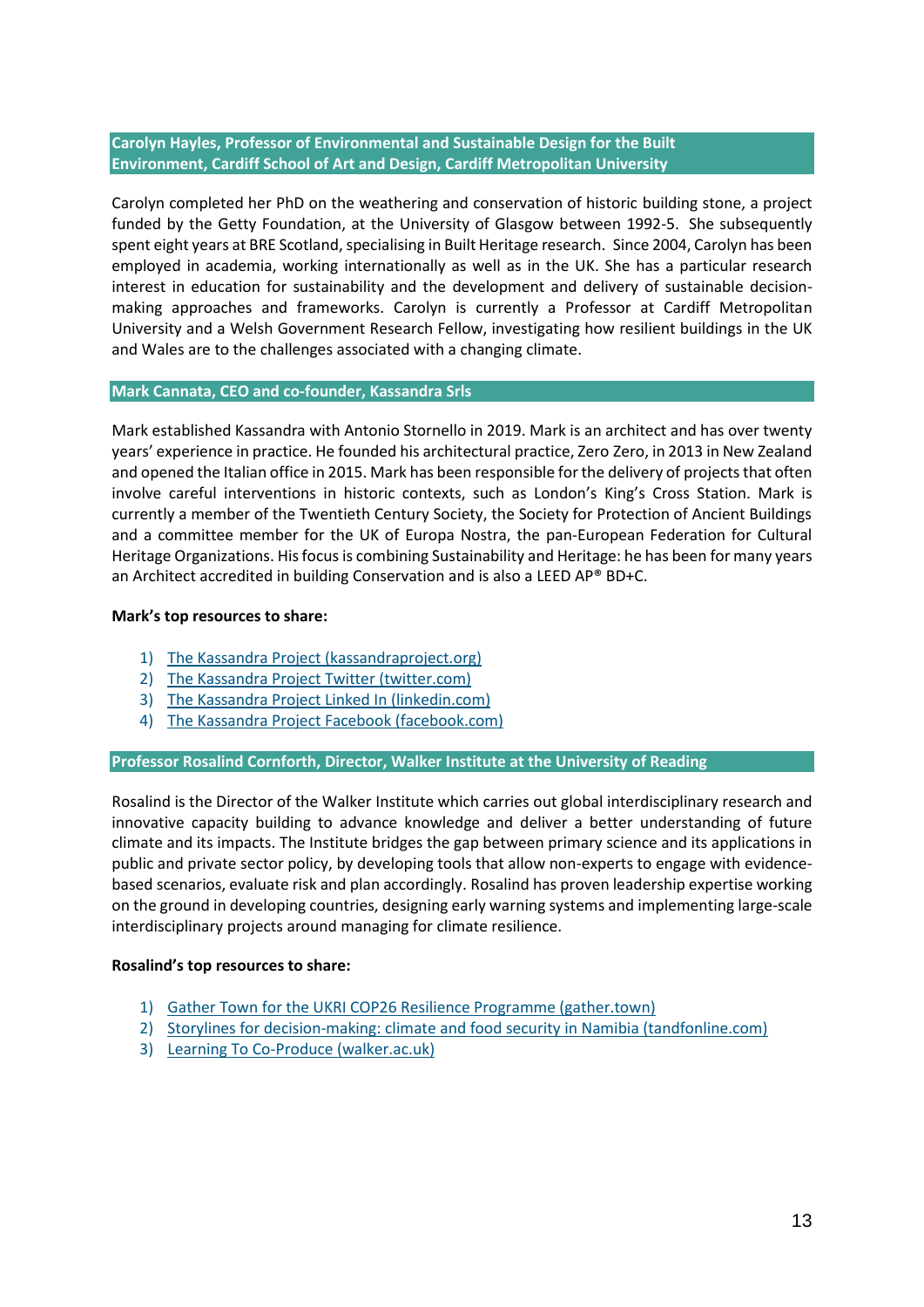### Carolyn Hayles, Professor of Environmental and Sustainable Design for the Built Environment, Cardiff School of Art and Design, Cardiff Metropolitan University

Carolyn completed her PhD on the weathering and conservation of historic building stone, a project funded by the Getty Foundation, at the University of Glasgow between 1992-5. She subsequently spent eight years at BRE Scotland, specialising in Built Heritage research. Since 2004, Carolyn has been employed in academia, working internationally as well as in the UK. She has a particular research interest in education for sustainability and the development and delivery of sustainable decision-making approaches and frameworks. Carolyn is currently a Professor at Cardiff Metropolitan University and a Welsh Government Research Fellow, investigating how resilient buildings in the UK and Wales are to the challenges associated with a changing climate.

### Mark Cannata, CEO and co-founder, Kassandra Srls

Mark established Kassandra with Antonio Stornello in 2019. Mark is an architect and has over twenty years' experience in practice. He founded his architectural practice, Zero Zero, in 2013 in New Zealand and opened the Italian office in 2015. Mark has been responsible for the delivery of projects that often involve careful interventions in historic contexts, such as London's King's Cross Station. Mark is currently a member of the Twentieth Century Society, the Society for Protection of Ancient Buildings and a committee member for the UK of Europa Nostra, the pan-European Federation for Cultural Heritage Organizations. His focus is combining Sustainability and Heritage: he has been for many years an Architect accredited in building Conservation and is also a LEED AP® BD+C.

**Mark's top resources to share:**

1) The Kassandra Project (kassandraproject.org)
2) The Kassandra Project Twitter (twitter.com)
3) The Kassandra Project Linked In (linkedin.com)
4) The Kassandra Project Facebook (facebook.com)

### Professor Rosalind Cornforth, Director, Walker Institute at the University of Reading

Rosalind is the Director of the Walker Institute which carries out global interdisciplinary research and innovative capacity building to advance knowledge and deliver a better understanding of future climate and its impacts. The Institute bridges the gap between primary science and its applications in public and private sector policy, by developing tools that allow non-experts to engage with evidence-based scenarios, evaluate risk and plan accordingly. Rosalind has proven leadership expertise working on the ground in developing countries, designing early warning systems and implementing large-scale interdisciplinary projects around managing for climate resilience.

**Rosalind's top resources to share:**

1) Gather Town for the UKRI COP26 Resilience Programme (gather.town)
2) Storylines for decision-making: climate and food security in Namibia (tandfonline.com)
3) Learning To Co-Produce (walker.ac.uk)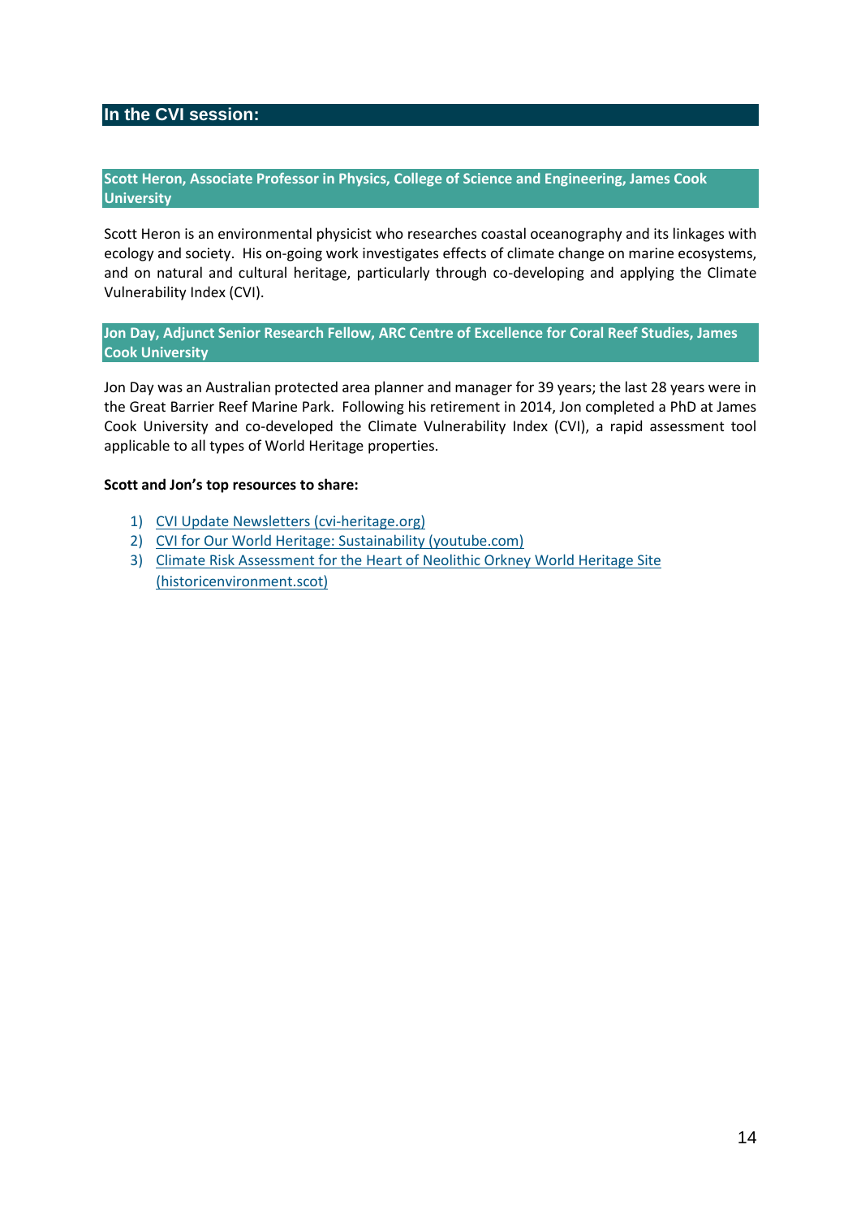## In the CVI session:

### Scott Heron, Associate Professor in Physics, College of Science and Engineering, James Cook University

Scott Heron is an environmental physicist who researches coastal oceanography and its linkages with ecology and society. His on-going work investigates effects of climate change on marine ecosystems, and on natural and cultural heritage, particularly through co-developing and applying the Climate Vulnerability Index (CVI).

### Jon Day, Adjunct Senior Research Fellow, ARC Centre of Excellence for Coral Reef Studies, James Cook University

Jon Day was an Australian protected area planner and manager for 39 years; the last 28 years were in the Great Barrier Reef Marine Park. Following his retirement in 2014, Jon completed a PhD at James Cook University and co-developed the Climate Vulnerability Index (CVI), a rapid assessment tool applicable to all types of World Heritage properties.

**Scott and Jon's top resources to share:**

1) CVI Update Newsletters (cvi-heritage.org)
2) CVI for Our World Heritage: Sustainability (youtube.com)
3) Climate Risk Assessment for the Heart of Neolithic Orkney World Heritage Site (historicenvironment.scot)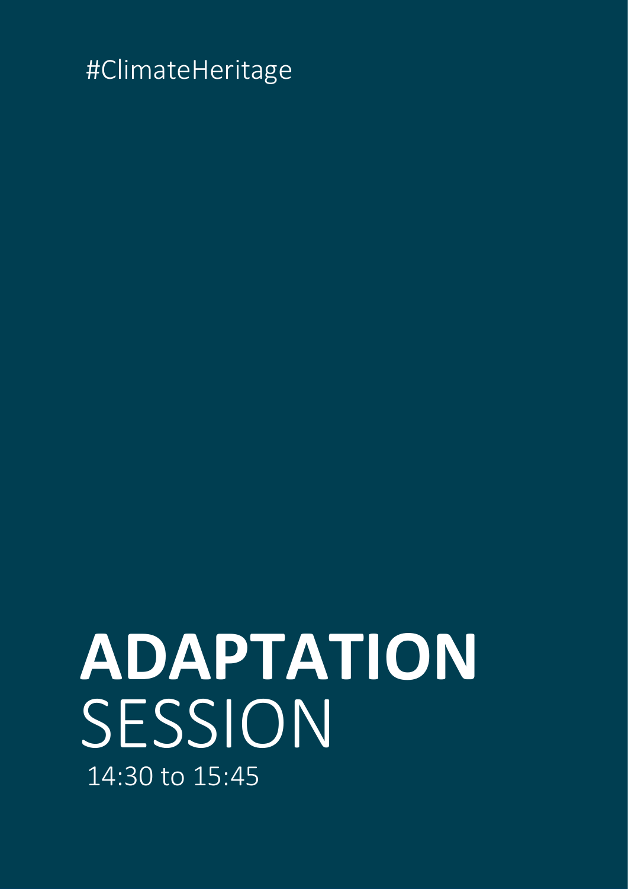#ClimateHeritage

# **ADAPTATION** SESSION

14:30 to 15:45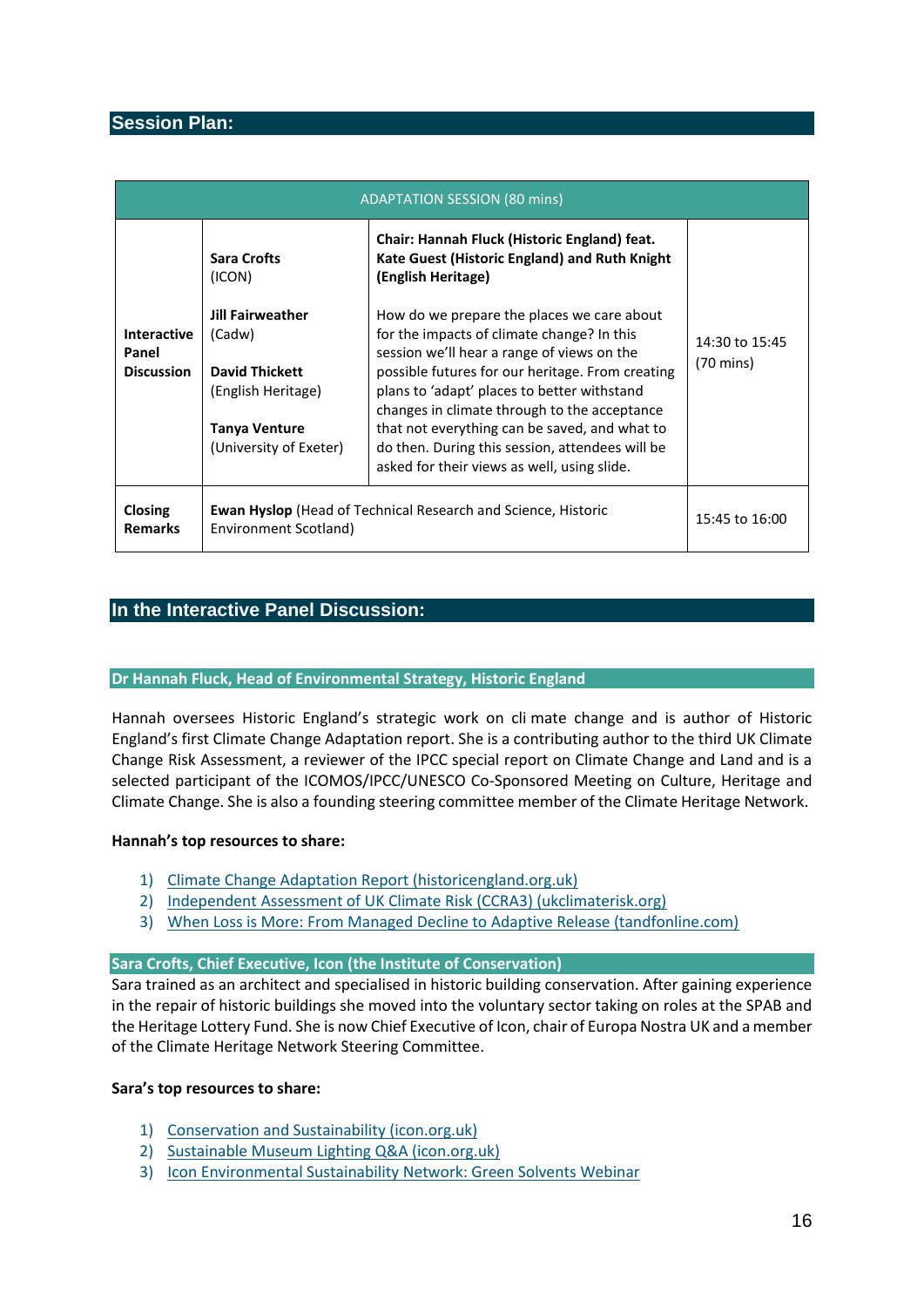## Session Plan:

| ADAPTATION SESSION (80 mins) | | | |
|---|---|---|---|
| **Interactive Panel Discussion** | **Sara Crofts** (ICON)<br><br>**Jill Fairweather** (Cadw)<br><br>**David Thickett** (English Heritage)<br><br>**Tanya Venture** (University of Exeter) | **Chair: Hannah Fluck (Historic England) feat. Kate Guest (Historic England) and Ruth Knight (English Heritage)**<br><br>How do we prepare the places we care about for the impacts of climate change? In this session we'll hear a range of views on the possible futures for our heritage. From creating plans to 'adapt' places to better withstand changes in climate through to the acceptance that not everything can be saved, and what to do then. During this session, attendees will be asked for their views as well, using slide. | 14:30 to 15:45 (70 mins) |
| **Closing Remarks** | **Ewan Hyslop** (Head of Technical Research and Science, Historic Environment Scotland) | | 15:45 to 16:00 |

## In the Interactive Panel Discussion:

### Dr Hannah Fluck, Head of Environmental Strategy, Historic England

Hannah oversees Historic England's strategic work on cli mate change and is author of Historic England's first Climate Change Adaptation report. She is a contributing author to the third UK Climate Change Risk Assessment, a reviewer of the IPCC special report on Climate Change and Land and is a selected participant of the ICOMOS/IPCC/UNESCO Co-Sponsored Meeting on Culture, Heritage and Climate Change. She is also a founding steering committee member of the Climate Heritage Network.

**Hannah's top resources to share:**

1) Climate Change Adaptation Report (historicengland.org.uk)
2) Independent Assessment of UK Climate Risk (CCRA3) (ukclimaterisk.org)
3) When Loss is More: From Managed Decline to Adaptive Release (tandfonline.com)

### Sara Crofts, Chief Executive, Icon (the Institute of Conservation)

Sara trained as an architect and specialised in historic building conservation. After gaining experience in the repair of historic buildings she moved into the voluntary sector taking on roles at the SPAB and the Heritage Lottery Fund. She is now Chief Executive of Icon, chair of Europa Nostra UK and a member of the Climate Heritage Network Steering Committee.

**Sara's top resources to share:**

1) Conservation and Sustainability (icon.org.uk)
2) Sustainable Museum Lighting Q&A (icon.org.uk)
3) Icon Environmental Sustainability Network: Green Solvents Webinar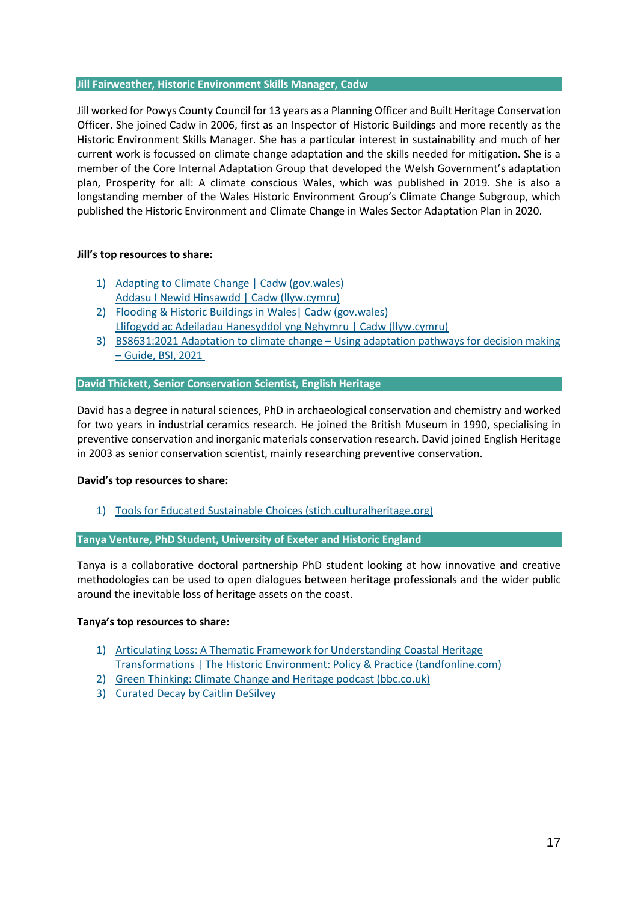### Jill Fairweather, Historic Environment Skills Manager, Cadw

Jill worked for Powys County Council for 13 years as a Planning Officer and Built Heritage Conservation Officer. She joined Cadw in 2006, first as an Inspector of Historic Buildings and more recently as the Historic Environment Skills Manager. She has a particular interest in sustainability and much of her current work is focussed on climate change adaptation and the skills needed for mitigation. She is a member of the Core Internal Adaptation Group that developed the Welsh Government's adaptation plan, Prosperity for all: A climate conscious Wales, which was published in 2019. She is also a longstanding member of the Wales Historic Environment Group's Climate Change Subgroup, which published the Historic Environment and Climate Change in Wales Sector Adaptation Plan in 2020.

**Jill's top resources to share:**

1) Adapting to Climate Change | Cadw (gov.wales)
   Addasu I Newid Hinsawdd | Cadw (llyw.cymru)
2) Flooding & Historic Buildings in Wales| Cadw (gov.wales)
   Llifogydd ac Adeiladau Hanesyddol yng Nghymru | Cadw (llyw.cymru)
3) BS8631:2021 Adaptation to climate change – Using adaptation pathways for decision making – Guide, BSI, 2021

### David Thickett, Senior Conservation Scientist, English Heritage

David has a degree in natural sciences, PhD in archaeological conservation and chemistry and worked for two years in industrial ceramics research. He joined the British Museum in 1990, specialising in preventive conservation and inorganic materials conservation research. David joined English Heritage in 2003 as senior conservation scientist, mainly researching preventive conservation.

**David's top resources to share:**

1) Tools for Educated Sustainable Choices (stich.culturalheritage.org)

### Tanya Venture, PhD Student, University of Exeter and Historic England

Tanya is a collaborative doctoral partnership PhD student looking at how innovative and creative methodologies can be used to open dialogues between heritage professionals and the wider public around the inevitable loss of heritage assets on the coast.

**Tanya's top resources to share:**

1) Articulating Loss: A Thematic Framework for Understanding Coastal Heritage Transformations | The Historic Environment: Policy & Practice (tandfonline.com)
2) Green Thinking: Climate Change and Heritage podcast (bbc.co.uk)
3) Curated Decay by Caitlin DeSilvey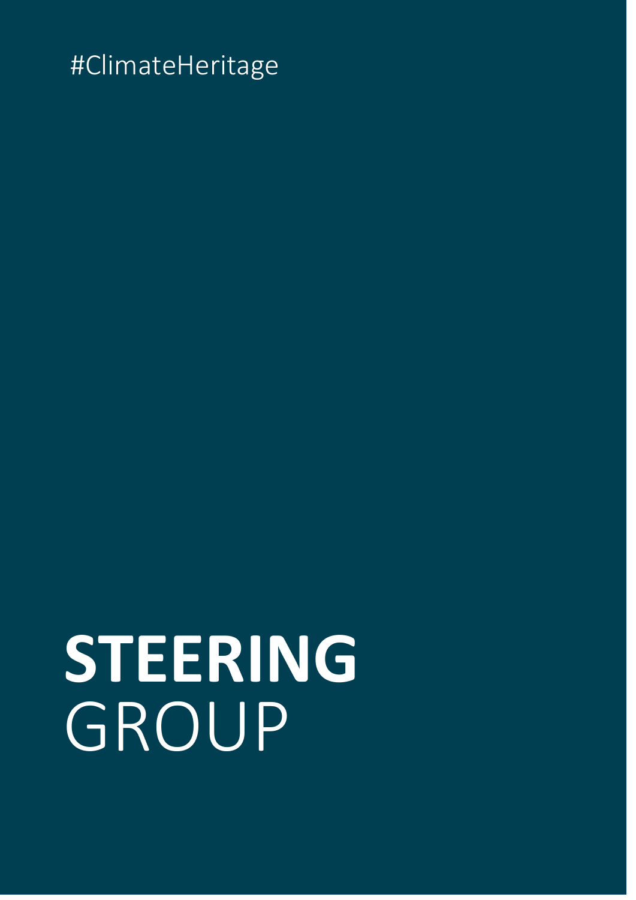#ClimateHeritage

# **STEERING** GROUP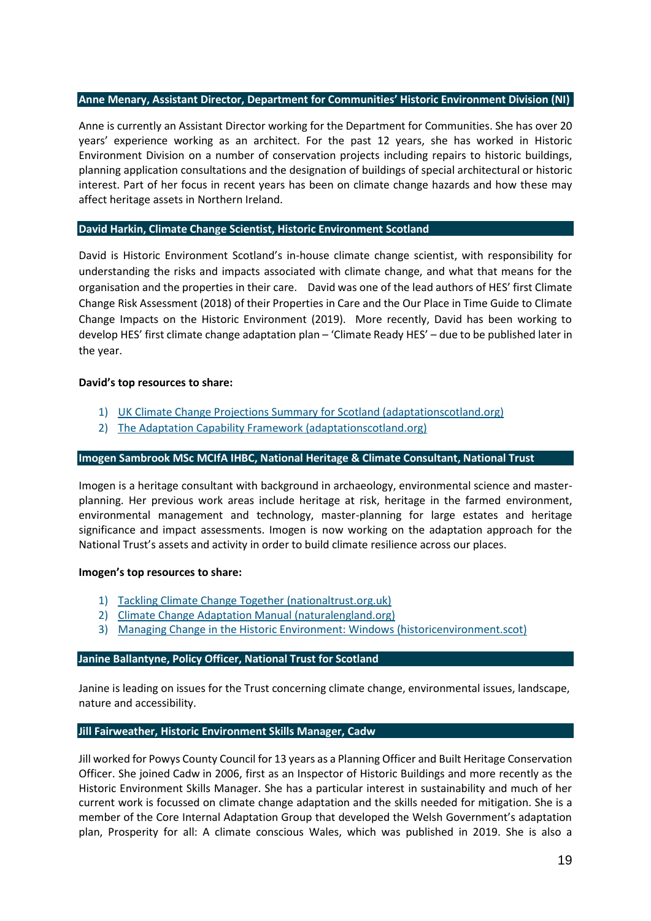### Anne Menary, Assistant Director, Department for Communities' Historic Environment Division (NI)

Anne is currently an Assistant Director working for the Department for Communities. She has over 20 years' experience working as an architect. For the past 12 years, she has worked in Historic Environment Division on a number of conservation projects including repairs to historic buildings, planning application consultations and the designation of buildings of special architectural or historic interest. Part of her focus in recent years has been on climate change hazards and how these may affect heritage assets in Northern Ireland.

### David Harkin, Climate Change Scientist, Historic Environment Scotland

David is Historic Environment Scotland's in-house climate change scientist, with responsibility for understanding the risks and impacts associated with climate change, and what that means for the organisation and the properties in their care. David was one of the lead authors of HES' first Climate Change Risk Assessment (2018) of their Properties in Care and the Our Place in Time Guide to Climate Change Impacts on the Historic Environment (2019). More recently, David has been working to develop HES' first climate change adaptation plan – 'Climate Ready HES' – due to be published later in the year.

**David's top resources to share:**

1) UK Climate Change Projections Summary for Scotland (adaptationscotland.org)
2) The Adaptation Capability Framework (adaptationscotland.org)

### Imogen Sambrook MSc MCIfA IHBC, National Heritage & Climate Consultant, National Trust

Imogen is a heritage consultant with background in archaeology, environmental science and master-planning. Her previous work areas include heritage at risk, heritage in the farmed environment, environmental management and technology, master-planning for large estates and heritage significance and impact assessments. Imogen is now working on the adaptation approach for the National Trust's assets and activity in order to build climate resilience across our places.

**Imogen's top resources to share:**

1) Tackling Climate Change Together (nationaltrust.org.uk)
2) Climate Change Adaptation Manual (naturalengland.org)
3) Managing Change in the Historic Environment: Windows (historicenvironment.scot)

### Janine Ballantyne, Policy Officer, National Trust for Scotland

Janine is leading on issues for the Trust concerning climate change, environmental issues, landscape, nature and accessibility.

### Jill Fairweather, Historic Environment Skills Manager, Cadw

Jill worked for Powys County Council for 13 years as a Planning Officer and Built Heritage Conservation Officer. She joined Cadw in 2006, first as an Inspector of Historic Buildings and more recently as the Historic Environment Skills Manager. She has a particular interest in sustainability and much of her current work is focussed on climate change adaptation and the skills needed for mitigation. She is a member of the Core Internal Adaptation Group that developed the Welsh Government's adaptation plan, Prosperity for all: A climate conscious Wales, which was published in 2019. She is also a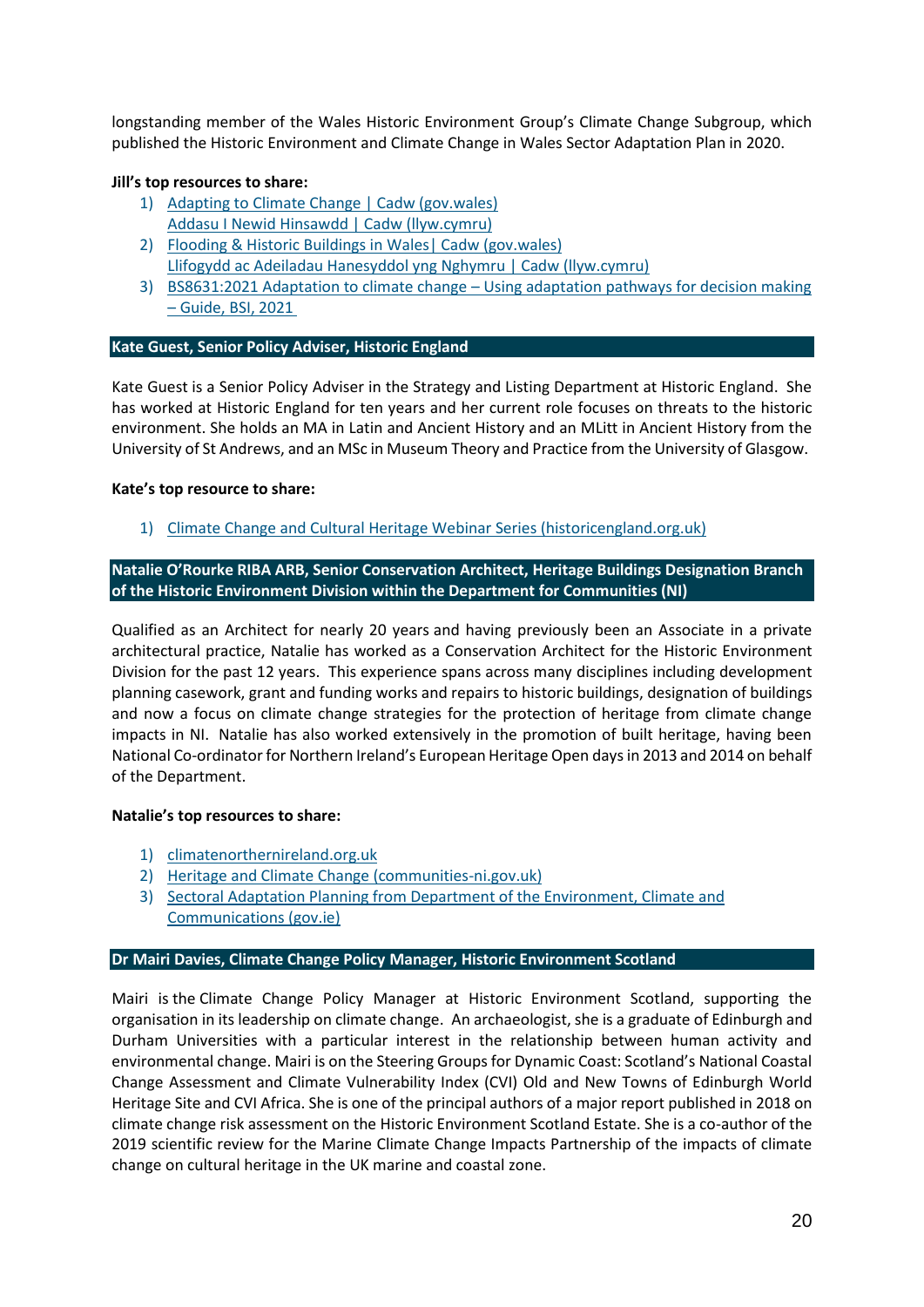longstanding member of the Wales Historic Environment Group's Climate Change Subgroup, which published the Historic Environment and Climate Change in Wales Sector Adaptation Plan in 2020.

**Jill's top resources to share:**

1) Adapting to Climate Change | Cadw (gov.wales)
   Addasu I Newid Hinsawdd | Cadw (llyw.cymru)
2) Flooding & Historic Buildings in Wales| Cadw (gov.wales)
   Llifogydd ac Adeiladau Hanesyddol yng Nghymru | Cadw (llyw.cymru)
3) BS8631:2021 Adaptation to climate change – Using adaptation pathways for decision making – Guide, BSI, 2021

### Kate Guest, Senior Policy Adviser, Historic England

Kate Guest is a Senior Policy Adviser in the Strategy and Listing Department at Historic England. She has worked at Historic England for ten years and her current role focuses on threats to the historic environment. She holds an MA in Latin and Ancient History and an MLitt in Ancient History from the University of St Andrews, and an MSc in Museum Theory and Practice from the University of Glasgow.

**Kate's top resource to share:**

1) Climate Change and Cultural Heritage Webinar Series (historicengland.org.uk)

### Natalie O'Rourke RIBA ARB, Senior Conservation Architect, Heritage Buildings Designation Branch of the Historic Environment Division within the Department for Communities (NI)

Qualified as an Architect for nearly 20 years and having previously been an Associate in a private architectural practice, Natalie has worked as a Conservation Architect for the Historic Environment Division for the past 12 years. This experience spans across many disciplines including development planning casework, grant and funding works and repairs to historic buildings, designation of buildings and now a focus on climate change strategies for the protection of heritage from climate change impacts in NI. Natalie has also worked extensively in the promotion of built heritage, having been National Co-ordinator for Northern Ireland's European Heritage Open days in 2013 and 2014 on behalf of the Department.

**Natalie's top resources to share:**

1) climatenorthernireland.org.uk
2) Heritage and Climate Change (communities-ni.gov.uk)
3) Sectoral Adaptation Planning from Department of the Environment, Climate and Communications (gov.ie)

### Dr Mairi Davies, Climate Change Policy Manager, Historic Environment Scotland

Mairi is the Climate Change Policy Manager at Historic Environment Scotland, supporting the organisation in its leadership on climate change. An archaeologist, she is a graduate of Edinburgh and Durham Universities with a particular interest in the relationship between human activity and environmental change. Mairi is on the Steering Groups for Dynamic Coast: Scotland's National Coastal Change Assessment and Climate Vulnerability Index (CVI) Old and New Towns of Edinburgh World Heritage Site and CVI Africa. She is one of the principal authors of a major report published in 2018 on climate change risk assessment on the Historic Environment Scotland Estate. She is a co-author of the 2019 scientific review for the Marine Climate Change Impacts Partnership of the impacts of climate change on cultural heritage in the UK marine and coastal zone.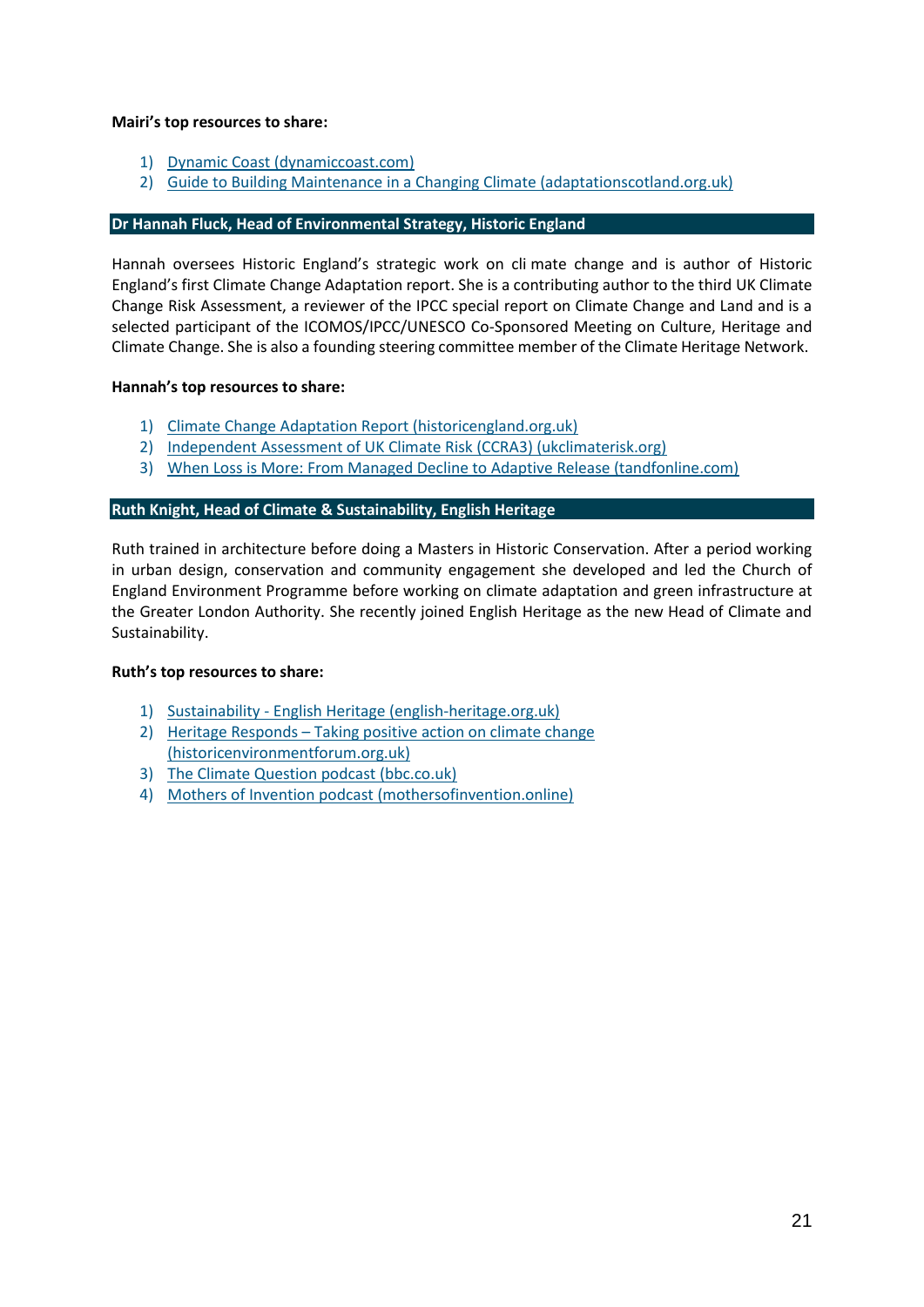**Mairi's top resources to share:**

1) Dynamic Coast (dynamiccoast.com)
2) Guide to Building Maintenance in a Changing Climate (adaptationscotland.org.uk)

## Dr Hannah Fluck, Head of Environmental Strategy, Historic England

Hannah oversees Historic England's strategic work on cli mate change and is author of Historic England's first Climate Change Adaptation report. She is a contributing author to the third UK Climate Change Risk Assessment, a reviewer of the IPCC special report on Climate Change and Land and is a selected participant of the ICOMOS/IPCC/UNESCO Co-Sponsored Meeting on Culture, Heritage and Climate Change. She is also a founding steering committee member of the Climate Heritage Network.

**Hannah's top resources to share:**

1) Climate Change Adaptation Report (historicengland.org.uk)
2) Independent Assessment of UK Climate Risk (CCRA3) (ukclimaterisk.org)
3) When Loss is More: From Managed Decline to Adaptive Release (tandfonline.com)

## Ruth Knight, Head of Climate & Sustainability, English Heritage

Ruth trained in architecture before doing a Masters in Historic Conservation. After a period working in urban design, conservation and community engagement she developed and led the Church of England Environment Programme before working on climate adaptation and green infrastructure at the Greater London Authority. She recently joined English Heritage as the new Head of Climate and Sustainability.

**Ruth's top resources to share:**

1) Sustainability - English Heritage (english-heritage.org.uk)
2) Heritage Responds – Taking positive action on climate change (historicenvironmentforum.org.uk)
3) The Climate Question podcast (bbc.co.uk)
4) Mothers of Invention podcast (mothersofinvention.online)